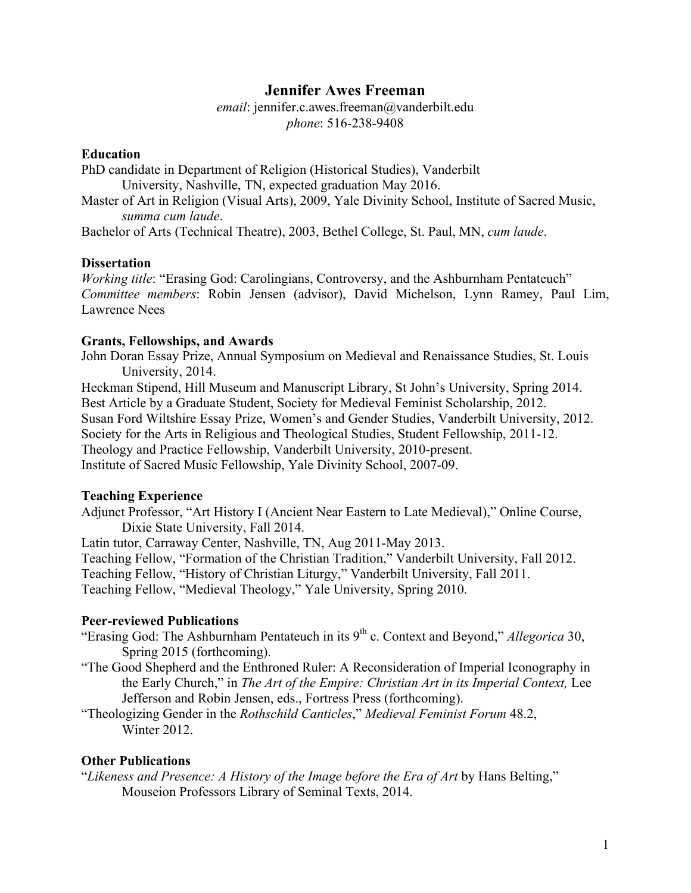# Jennifer Awes Freeman

*email*: jennifer.c.awes.freeman@vanderbilt.edu
*phone*: 516-238-9408

## Education

PhD candidate in Department of Religion (Historical Studies), Vanderbilt University, Nashville, TN, expected graduation May 2016.

Master of Art in Religion (Visual Arts), 2009, Yale Divinity School, Institute of Sacred Music, *summa cum laude*.

Bachelor of Arts (Technical Theatre), 2003, Bethel College, St. Paul, MN, *cum laude*.

## Dissertation

*Working title*: "Erasing God: Carolingians, Controversy, and the Ashburnham Pentateuch"
*Committee members*: Robin Jensen (advisor), David Michelson, Lynn Ramey, Paul Lim, Lawrence Nees

## Grants, Fellowships, and Awards

John Doran Essay Prize, Annual Symposium on Medieval and Renaissance Studies, St. Louis University, 2014.

Heckman Stipend, Hill Museum and Manuscript Library, St John's University, Spring 2014.

Best Article by a Graduate Student, Society for Medieval Feminist Scholarship, 2012.

Susan Ford Wiltshire Essay Prize, Women's and Gender Studies, Vanderbilt University, 2012.

Society for the Arts in Religious and Theological Studies, Student Fellowship, 2011-12.

Theology and Practice Fellowship, Vanderbilt University, 2010-present.

Institute of Sacred Music Fellowship, Yale Divinity School, 2007-09.

## Teaching Experience

Adjunct Professor, "Art History I (Ancient Near Eastern to Late Medieval)," Online Course, Dixie State University, Fall 2014.

Latin tutor, Carraway Center, Nashville, TN, Aug 2011-May 2013.

Teaching Fellow, "Formation of the Christian Tradition," Vanderbilt University, Fall 2012.

Teaching Fellow, "History of Christian Liturgy," Vanderbilt University, Fall 2011.

Teaching Fellow, "Medieval Theology," Yale University, Spring 2010.

## Peer-reviewed Publications

"Erasing God: The Ashburnham Pentateuch in its 9th c. Context and Beyond," *Allegorica* 30, Spring 2015 (forthcoming).

"The Good Shepherd and the Enthroned Ruler: A Reconsideration of Imperial Iconography in the Early Church," in *The Art of the Empire: Christian Art in its Imperial Context,* Lee Jefferson and Robin Jensen, eds., Fortress Press (forthcoming).

"Theologizing Gender in the *Rothschild Canticles*," *Medieval Feminist Forum* 48.2, Winter 2012.

## Other Publications

"*Likeness and Presence: A History of the Image before the Era of Art* by Hans Belting," Mouseion Professors Library of Seminal Texts, 2014.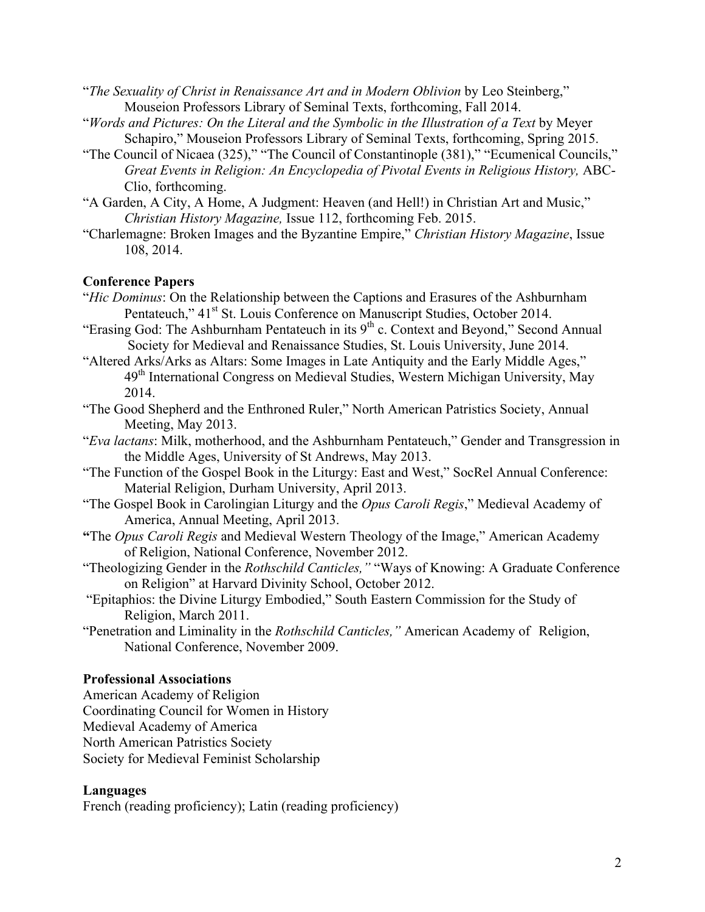"*The Sexuality of Christ in Renaissance Art and in Modern Oblivion* by Leo Steinberg," Mouseion Professors Library of Seminal Texts, forthcoming, Fall 2014.

"*Words and Pictures: On the Literal and the Symbolic in the Illustration of a Text* by Meyer Schapiro," Mouseion Professors Library of Seminal Texts, forthcoming, Spring 2015.

"The Council of Nicaea (325)," "The Council of Constantinople (381)," "Ecumenical Councils," *Great Events in Religion: An Encyclopedia of Pivotal Events in Religious History,* ABC-Clio, forthcoming.

"A Garden, A City, A Home, A Judgment: Heaven (and Hell!) in Christian Art and Music," *Christian History Magazine,* Issue 112, forthcoming Feb. 2015.

"Charlemagne: Broken Images and the Byzantine Empire," *Christian History Magazine*, Issue 108, 2014.

**Conference Papers**

"*Hic Dominus*: On the Relationship between the Captions and Erasures of the Ashburnham Pentateuch," 41st St. Louis Conference on Manuscript Studies, October 2014.

"Erasing God: The Ashburnham Pentateuch in its 9th c. Context and Beyond," Second Annual Society for Medieval and Renaissance Studies, St. Louis University, June 2014.

"Altered Arks/Arks as Altars: Some Images in Late Antiquity and the Early Middle Ages," 49th International Congress on Medieval Studies, Western Michigan University, May 2014.

"The Good Shepherd and the Enthroned Ruler," North American Patristics Society, Annual Meeting, May 2013.

"*Eva lactans*: Milk, motherhood, and the Ashburnham Pentateuch," Gender and Transgression in the Middle Ages, University of St Andrews, May 2013.

"The Function of the Gospel Book in the Liturgy: East and West," SocRel Annual Conference: Material Religion, Durham University, April 2013.

"The Gospel Book in Carolingian Liturgy and the *Opus Caroli Regis*," Medieval Academy of America, Annual Meeting, April 2013.

"The *Opus Caroli Regis* and Medieval Western Theology of the Image," American Academy of Religion, National Conference, November 2012.

"Theologizing Gender in the *Rothschild Canticles,*" "Ways of Knowing: A Graduate Conference on Religion" at Harvard Divinity School, October 2012.

"Epitaphios: the Divine Liturgy Embodied," South Eastern Commission for the Study of Religion, March 2011.

"Penetration and Liminality in the *Rothschild Canticles,*" American Academy of Religion, National Conference, November 2009.

**Professional Associations**

American Academy of Religion
Coordinating Council for Women in History
Medieval Academy of America
North American Patristics Society
Society for Medieval Feminist Scholarship

**Languages**

French (reading proficiency); Latin (reading proficiency)